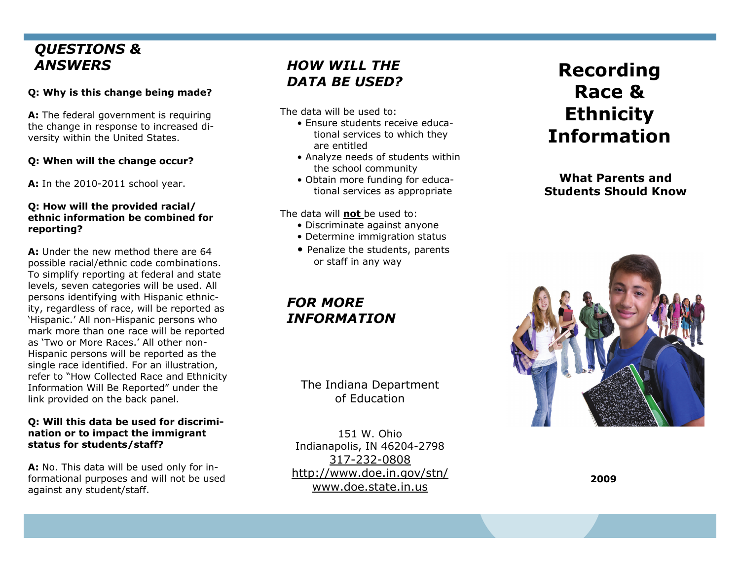## QUESTIONS & ANSWERS

**Q: Why is this change being made?**

**A:** The federal government is requiring the change in response to increased diversity within the United States.

**Q: When will the change occur?**

**A:** In the 2010-2011 school year.

**Q: How will the provided racial/ ethnic information be combined for reporting?**

**A:** Under the new method there are 64 possible racial/ethnic code combinations. To simplify reporting at federal and state levels, seven categories will be used. All persons identifying with Hispanic ethnicity, regardless of race, will be reported as 'Hispanic.' All non-Hispanic persons who mark more than one race will be reported as 'Two or More Races.' All other non-Hispanic persons will be reported as the single race identified. For an illustration, refer to "How Collected Race and Ethnicity Information Will Be Reported" under the link provided on the back panel.

**Q: Will this data be used for discrimination or to impact the immigrant status for students/staff?**

**A:** No. This data will be used only for informational purposes and will not be used against any student/staff.

## HOW WILL THE DATA BE USED?

The data will be used to:

- Ensure students receive educational services to which they are entitled
- Analyze needs of students within the school community
- Obtain more funding for educational services as appropriate

The data will **not** be used to:

- Discriminate against anyone
- Determine immigration status
- Penalize the students, parents or staff in any way

## FOR MORE INFORMATION

The Indiana Department of Education

151 W. Ohio
Indianapolis, IN 46204-2798
317-232-0808
http://www.doe.in.gov/stn/
www.doe.state.in.us

# Recording Race & Ethnicity Information

### What Parents and Students Should Know

**2009**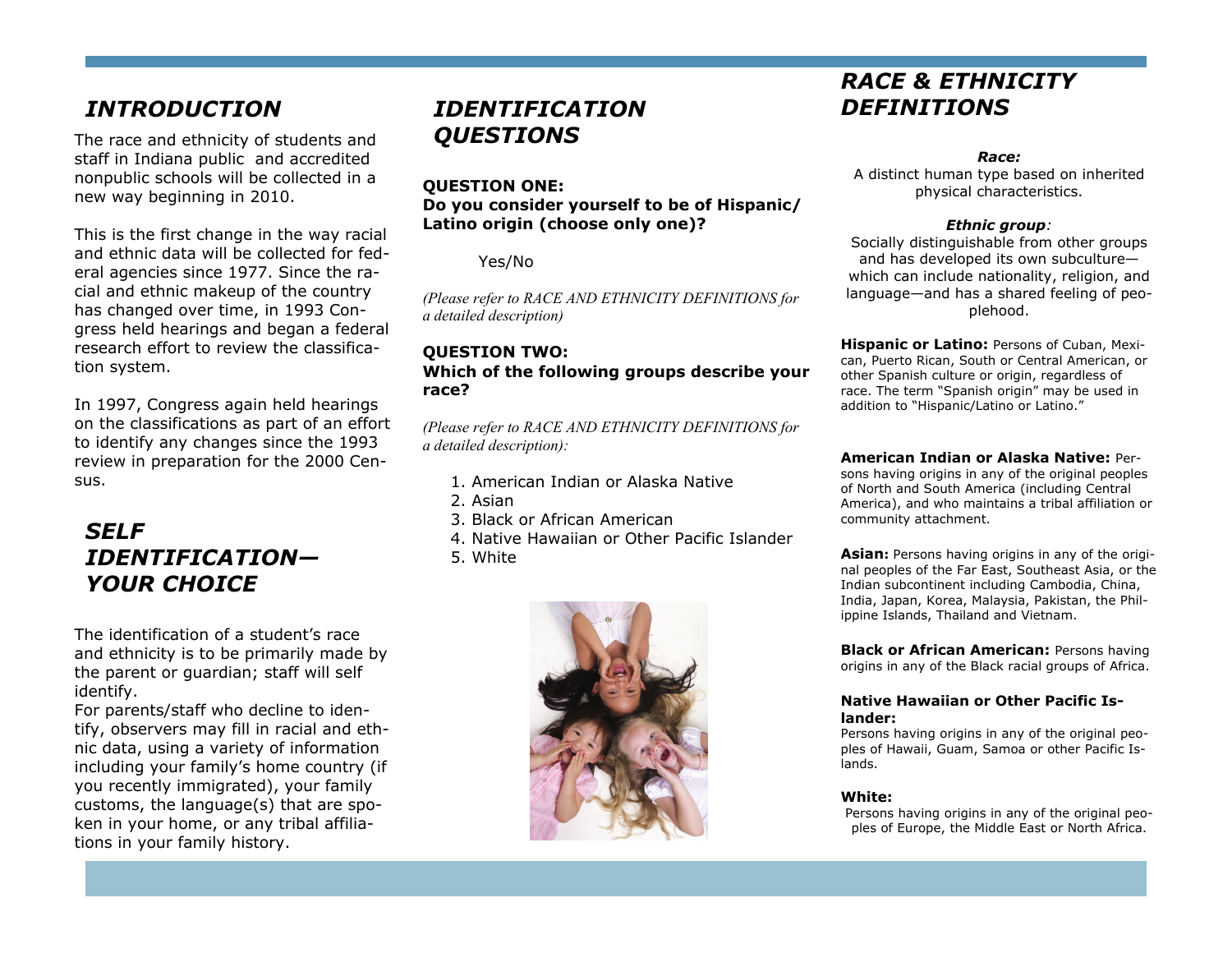## *INTRODUCTION*

The race and ethnicity of students and staff in Indiana public and accredited nonpublic schools will be collected in a new way beginning in 2010.

This is the first change in the way racial and ethnic data will be collected for federal agencies since 1977. Since the racial and ethnic makeup of the country has changed over time, in 1993 Congress held hearings and began a federal research effort to review the classification system.

In 1997, Congress again held hearings on the classifications as part of an effort to identify any changes since the 1993 review in preparation for the 2000 Census.

## *SELF IDENTIFICATION—YOUR CHOICE*

The identification of a student's race and ethnicity is to be primarily made by the parent or guardian; staff will self identify.
For parents/staff who decline to identify, observers may fill in racial and ethnic data, using a variety of information including your family's home country (if you recently immigrated), your family customs, the language(s) that are spoken in your home, or any tribal affiliations in your family history.

## *IDENTIFICATION QUESTIONS*

**QUESTION ONE:**
**Do you consider yourself to be of Hispanic/ Latino origin (choose only one)?**

Yes/No

*(Please refer to RACE AND ETHNICITY DEFINITIONS for a detailed description)*

**QUESTION TWO:**
**Which of the following groups describe your race?**

*(Please refer to RACE AND ETHNICITY DEFINITIONS for a detailed description):*

1. American Indian or Alaska Native
2. Asian
3. Black or African American
4. Native Hawaiian or Other Pacific Islander
5. White

## *RACE & ETHNICITY DEFINITIONS*

***Race:***
A distinct human type based on inherited physical characteristics.

***Ethnic group:***
Socially distinguishable from other groups and has developed its own subculture—which can include nationality, religion, and language—and has a shared feeling of peoplehood.

**Hispanic or Latino:** Persons of Cuban, Mexican, Puerto Rican, South or Central American, or other Spanish culture or origin, regardless of race. The term "Spanish origin" may be used in addition to "Hispanic/Latino or Latino."

**American Indian or Alaska Native:** Persons having origins in any of the original peoples of North and South America (including Central America), and who maintains a tribal affiliation or community attachment.

**Asian:** Persons having origins in any of the original peoples of the Far East, Southeast Asia, or the Indian subcontinent including Cambodia, China, India, Japan, Korea, Malaysia, Pakistan, the Philippine Islands, Thailand and Vietnam.

**Black or African American:** Persons having origins in any of the Black racial groups of Africa.

**Native Hawaiian or Other Pacific Islander:**
Persons having origins in any of the original peoples of Hawaii, Guam, Samoa or other Pacific Islands.

**White:**
Persons having origins in any of the original peoples of Europe, the Middle East or North Africa.